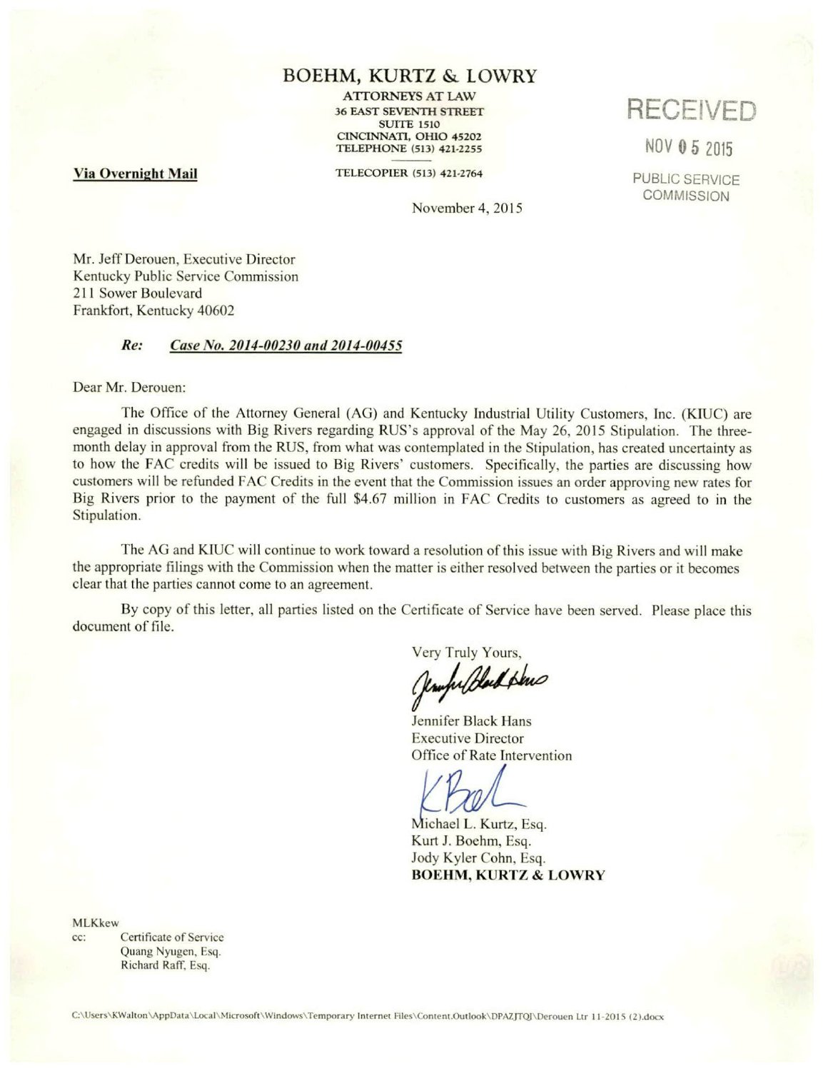# BOEHM, KURTZ & LOWRY

ATTORNEYS AT LAW
36 EAST SEVENTH STREET
SUITE 1510
CINCINNATI, OHIO 45202
TELEPHONE (513) 421-2255

TELECOPIER (513) 421-2764

**Via Overnight Mail**

RECEIVED

NOV 05 2015

PUBLIC SERVICE COMMISSION

November 4, 2015

Mr. Jeff Derouen, Executive Director
Kentucky Public Service Commission
211 Sower Boulevard
Frankfort, Kentucky 40602

***Re: Case No. 2014-00230 and 2014-00455***

Dear Mr. Derouen:

The Office of the Attorney General (AG) and Kentucky Industrial Utility Customers, Inc. (KIUC) are engaged in discussions with Big Rivers regarding RUS's approval of the May 26, 2015 Stipulation. The three-month delay in approval from the RUS, from what was contemplated in the Stipulation, has created uncertainty as to how the FAC credits will be issued to Big Rivers' customers. Specifically, the parties are discussing how customers will be refunded FAC Credits in the event that the Commission issues an order approving new rates for Big Rivers prior to the payment of the full $4.67 million in FAC Credits to customers as agreed to in the Stipulation.

The AG and KIUC will continue to work toward a resolution of this issue with Big Rivers and will make the appropriate filings with the Commission when the matter is either resolved between the parties or it becomes clear that the parties cannot come to an agreement.

By copy of this letter, all parties listed on the Certificate of Service have been served. Please place this document of file.

Very Truly Yours,

Jennifer Black Hans
Executive Director
Office of Rate Intervention

Michael L. Kurtz, Esq.
Kurt J. Boehm, Esq.
Jody Kyler Cohn, Esq.
**BOEHM, KURTZ & LOWRY**

MLKkew
cc: Certificate of Service
Quang Nyugen, Esq.
Richard Raff, Esq.

C:\Users\KWalton\AppData\Local\Microsoft\Windows\Temporary Internet Files\Content.Outlook\DPAZJTQJ\Derouen Ltr 11-2015 (2).docx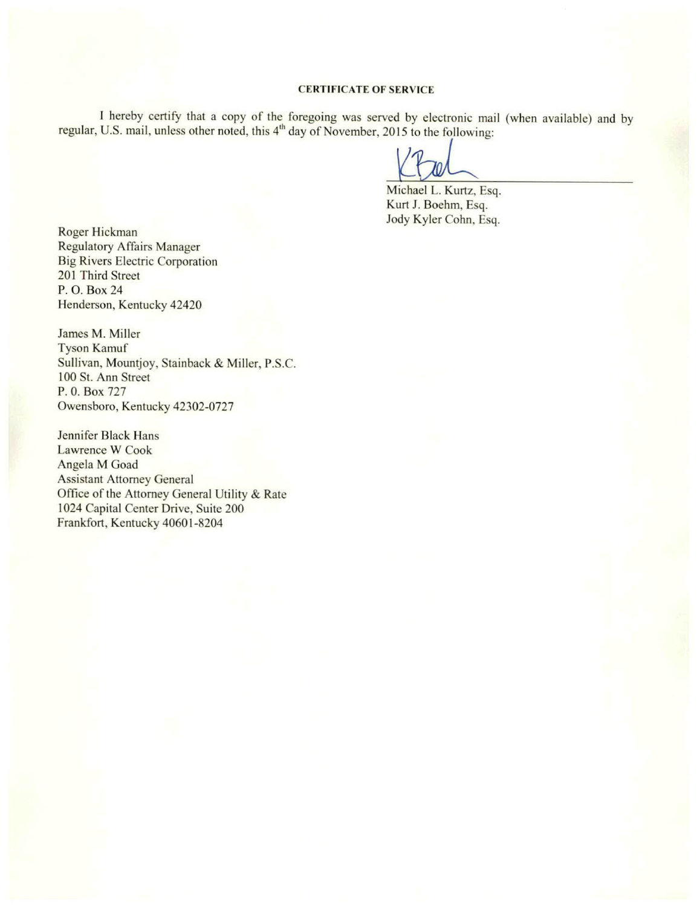**CERTIFICATE OF SERVICE**

I hereby certify that a copy of the foregoing was served by electronic mail (when available) and by regular, U.S. mail, unless other noted, this 4th day of November, 2015 to the following:

Michael L. Kurtz, Esq.
Kurt J. Boehm, Esq.
Jody Kyler Cohn, Esq.

Roger Hickman
Regulatory Affairs Manager
Big Rivers Electric Corporation
201 Third Street
P. O. Box 24
Henderson, Kentucky 42420

James M. Miller
Tyson Kamuf
Sullivan, Mountjoy, Stainback & Miller, P.S.C.
100 St. Ann Street
P. 0. Box 727
Owensboro, Kentucky 42302-0727

Jennifer Black Hans
Lawrence W Cook
Angela M Goad
Assistant Attorney General
Office of the Attorney General Utility & Rate
1024 Capital Center Drive, Suite 200
Frankfort, Kentucky 40601-8204